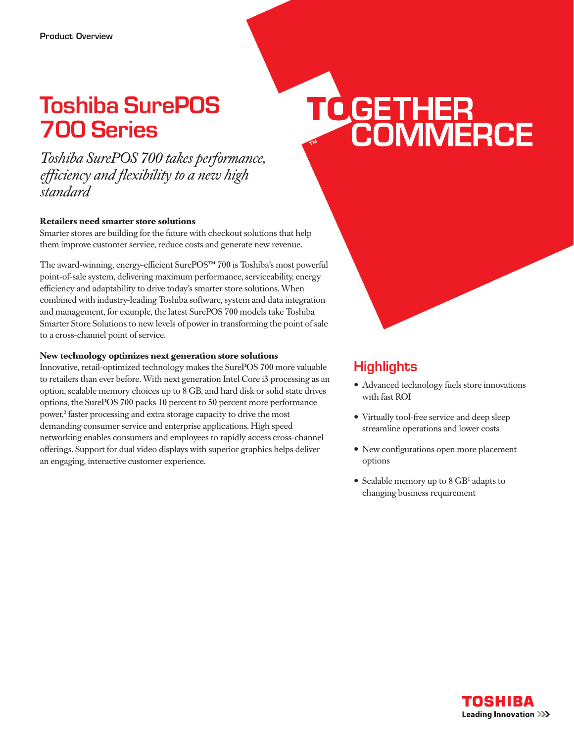Product Overview

# Toshiba SurePOS 700 Series

*Toshiba SurePOS 700 takes performance, efficiency and flexibility to a new high standard*

TOGETHER COMMERCE™

**Retailers need smarter store solutions**

Smarter stores are building for the future with checkout solutions that help them improve customer service, reduce costs and generate new revenue.

The award-winning, energy-efficient SurePOS™ 700 is Toshiba's most powerful point-of-sale system, delivering maximum performance, serviceability, energy efficiency and adaptability to drive today's smarter store solutions. When combined with industry-leading Toshiba software, system and data integration and management, for example, the latest SurePOS 700 models take Toshiba Smarter Store Solutions to new levels of power in transforming the point of sale to a cross-channel point of service.

**New technology optimizes next generation store solutions**

Innovative, retail-optimized technology makes the SurePOS 700 more valuable to retailers than ever before. With next generation Intel Core i3 processing as an option, scalable memory choices up to 8 GB, and hard disk or solid state drives options, the SurePOS 700 packs 10 percent to 50 percent more performance power,[2] faster processing and extra storage capacity to drive the most demanding consumer service and enterprise applications. High speed networking enables consumers and employees to rapidly access cross-channel offerings. Support for dual video displays with superior graphics helps deliver an engaging, interactive customer experience.

## Highlights

- Advanced technology fuels store innovations with fast ROI
- Virtually tool-free service and deep sleep streamline operations and lower costs
- New configurations open more placement options
- Scalable memory up to 8 GB[1] adapts to changing business requirement

TOSHIBA
Leading Innovation >>>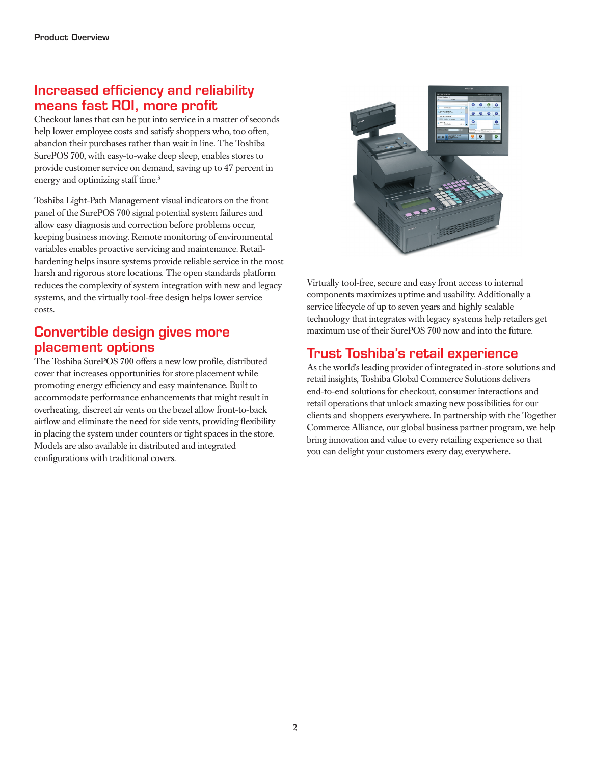## Increased efficiency and reliability means fast ROI, more profit

Checkout lanes that can be put into service in a matter of seconds help lower employee costs and satisfy shoppers who, too often, abandon their purchases rather than wait in line. The Toshiba SurePOS 700, with easy-to-wake deep sleep, enables stores to provide customer service on demand, saving up to 47 percent in energy and optimizing staff time.[3]

Toshiba Light-Path Management visual indicators on the front panel of the SurePOS 700 signal potential system failures and allow easy diagnosis and correction before problems occur, keeping business moving. Remote monitoring of environmental variables enables proactive servicing and maintenance. Retail-hardening helps insure systems provide reliable service in the most harsh and rigorous store locations. The open standards platform reduces the complexity of system integration with new and legacy systems, and the virtually tool-free design helps lower service costs.

## Convertible design gives more placement options

The Toshiba SurePOS 700 offers a new low profile, distributed cover that increases opportunities for store placement while promoting energy efficiency and easy maintenance. Built to accommodate performance enhancements that might result in overheating, discreet air vents on the bezel allow front-to-back airflow and eliminate the need for side vents, providing flexibility in placing the system under counters or tight spaces in the store. Models are also available in distributed and integrated configurations with traditional covers.

Virtually tool-free, secure and easy front access to internal components maximizes uptime and usability. Additionally a service lifecycle of up to seven years and highly scalable technology that integrates with legacy systems help retailers get maximum use of their SurePOS 700 now and into the future.

## Trust Toshiba's retail experience

As the world's leading provider of integrated in-store solutions and retail insights, Toshiba Global Commerce Solutions delivers end-to-end solutions for checkout, consumer interactions and retail operations that unlock amazing new possibilities for our clients and shoppers everywhere. In partnership with the Together Commerce Alliance, our global business partner program, we help bring innovation and value to every retailing experience so that you can delight your customers every day, everywhere.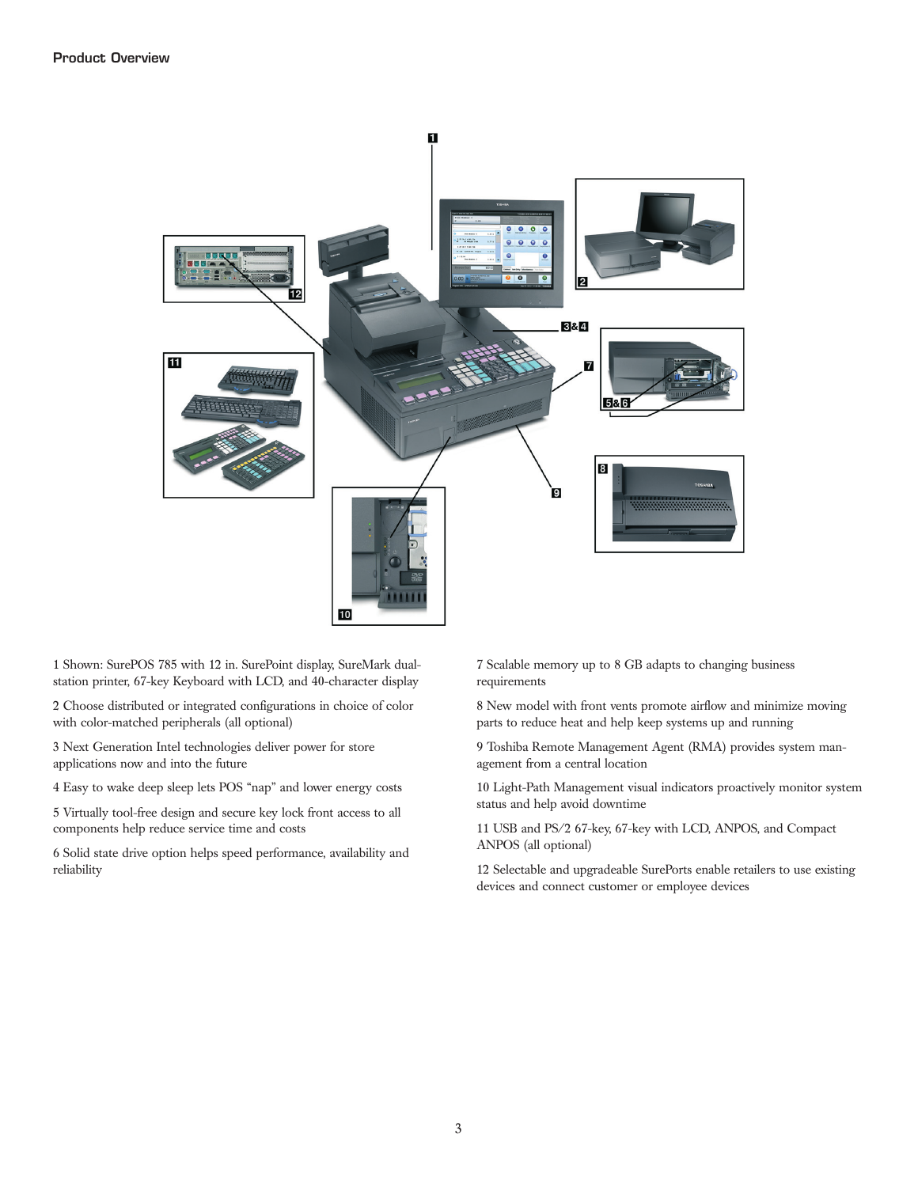## Product Overview

1 Shown: SurePOS 785 with 12 in. SurePoint display, SureMark dual-station printer, 67-key Keyboard with LCD, and 40-character display

2 Choose distributed or integrated configurations in choice of color with color-matched peripherals (all optional)

3 Next Generation Intel technologies deliver power for store applications now and into the future

4 Easy to wake deep sleep lets POS “nap” and lower energy costs

5 Virtually tool-free design and secure key lock front access to all components help reduce service time and costs

6 Solid state drive option helps speed performance, availability and reliability

7 Scalable memory up to 8 GB adapts to changing business requirements

8 New model with front vents promote airflow and minimize moving parts to reduce heat and help keep systems up and running

9 Toshiba Remote Management Agent (RMA) provides system management from a central location

10 Light-Path Management visual indicators proactively monitor system status and help avoid downtime

11 USB and PS/2 67-key, 67-key with LCD, ANPOS, and Compact ANPOS (all optional)

12 Selectable and upgradeable SurePorts enable retailers to use existing devices and connect customer or employee devices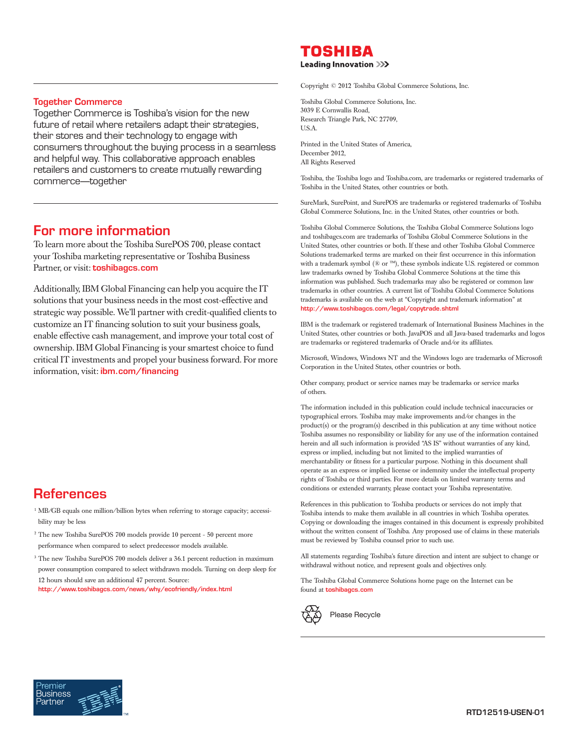## Together Commerce

Together Commerce is Toshiba's vision for the new future of retail where retailers adapt their strategies, their stores and their technology to engage with consumers throughout the buying process in a seamless and helpful way. This collaborative approach enables retailers and customers to create mutually rewarding commerce—together

## For more information

To learn more about the Toshiba SurePOS 700, please contact your Toshiba marketing representative or Toshiba Business Partner, or visit: **toshibagcs.com**

Additionally, IBM Global Financing can help you acquire the IT solutions that your business needs in the most cost-effective and strategic way possible. We'll partner with credit-qualified clients to customize an IT financing solution to suit your business goals, enable effective cash management, and improve your total cost of ownership. IBM Global Financing is your smartest choice to fund critical IT investments and propel your business forward. For more information, visit: **ibm.com/financing**

## References

[1] MB/GB equals one million/billion bytes when referring to storage capacity; accessibility may be less

[2] The new Toshiba SurePOS 700 models provide 10 percent - 50 percent more performance when compared to select predecessor models available.

[3] The new Toshiba SurePOS 700 models deliver a 36.1 percent reduction in maximum power consumption compared to select withdrawn models. Turning on deep sleep for 12 hours should save an additional 47 percent. Source: **http://www.toshibagcs.com/news/why/ecofriendly/index.html**

**TOSHIBA**
Leading Innovation >>>

Copyright © 2012 Toshiba Global Commerce Solutions, Inc.

Toshiba Global Commerce Solutions, Inc.
3039 E Cornwallis Road,
Research Triangle Park, NC 27709,
U.S.A.

Printed in the United States of America,
December 2012,
All Rights Reserved

Toshiba, the Toshiba logo and Toshiba.com, are trademarks or registered trademarks of Toshiba in the United States, other countries or both.

SureMark, SurePoint, and SurePOS are trademarks or registered trademarks of Toshiba Global Commerce Solutions, Inc. in the United States, other countries or both.

Toshiba Global Commerce Solutions, the Toshiba Global Commerce Solutions logo and toshibagcs.com are trademarks of Toshiba Global Commerce Solutions in the United States, other countries or both. If these and other Toshiba Global Commerce Solutions trademarked terms are marked on their first occurrence in this information with a trademark symbol (® or ™), these symbols indicate U.S. registered or common law trademarks owned by Toshiba Global Commerce Solutions at the time this information was published. Such trademarks may also be registered or common law trademarks in other countries. A current list of Toshiba Global Commerce Solutions trademarks is available on the web at "Copyright and trademark information" at **http://www.toshibagcs.com/legal/copytrade.shtml**

IBM is the trademark or registered trademark of International Business Machines in the United States, other countries or both. JavaPOS and all Java-based trademarks and logos are trademarks or registered trademarks of Oracle and/or its affiliates.

Microsoft, Windows, Windows NT and the Windows logo are trademarks of Microsoft Corporation in the United States, other countries or both.

Other company, product or service names may be trademarks or service marks of others.

The information included in this publication could include technical inaccuracies or typographical errors. Toshiba may make improvements and/or changes in the product(s) or the program(s) described in this publication at any time without notice Toshiba assumes no responsibility or liability for any use of the information contained herein and all such information is provided "AS IS" without warranties of any kind, express or implied, including but not limited to the implied warranties of merchantability or fitness for a particular purpose. Nothing in this document shall operate as an express or implied license or indemnity under the intellectual property rights of Toshiba or third parties. For more details on limited warranty terms and conditions or extended warranty, please contact your Toshiba representative.

References in this publication to Toshiba products or services do not imply that Toshiba intends to make them available in all countries in which Toshiba operates. Copying or downloading the images contained in this document is expressly prohibited without the written consent of Toshiba. Any proposed use of claims in these materials must be reviewed by Toshiba counsel prior to such use.

All statements regarding Toshiba's future direction and intent are subject to change or withdrawal without notice, and represent goals and objectives only.

The Toshiba Global Commerce Solutions home page on the Internet can be found at **toshibagcs.com**

Please Recycle

Premier Business Partner IBM

RTD12519-USEN-01